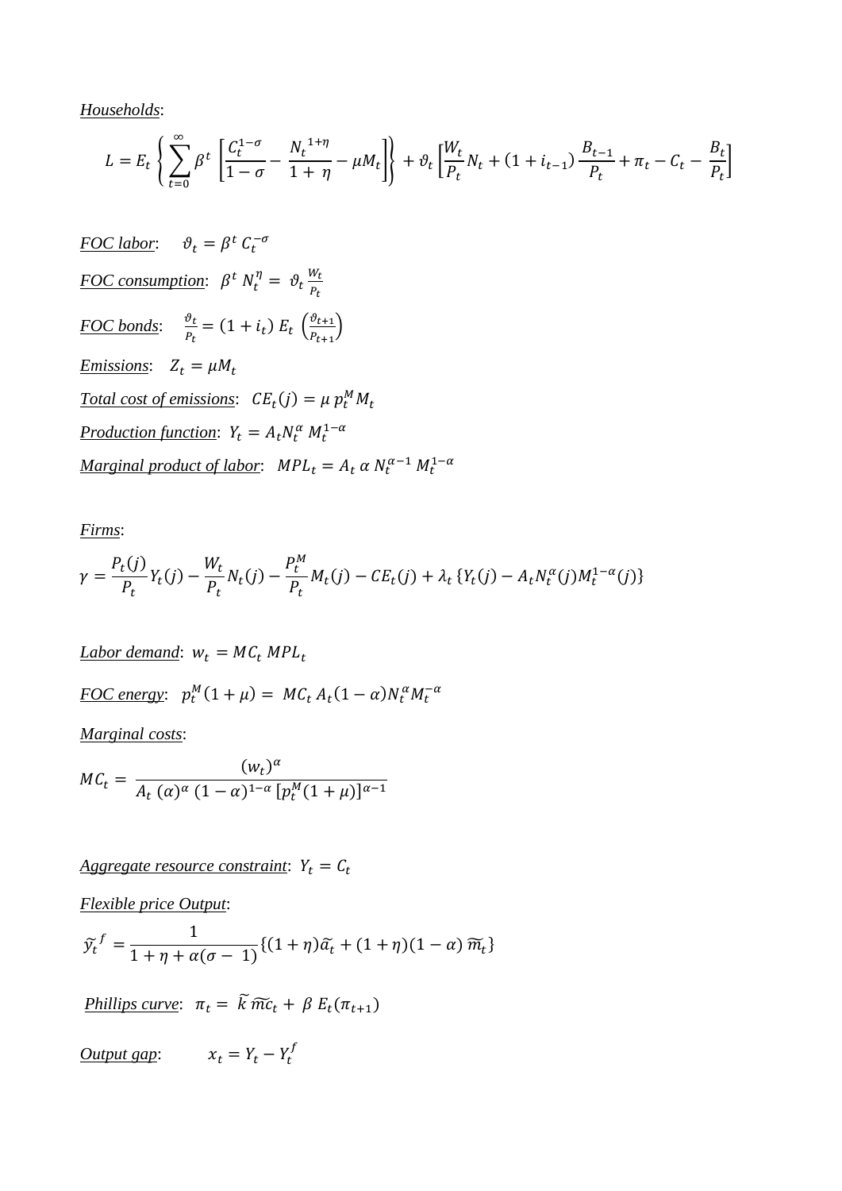*Households*:

$$L = E_t \left\{ \sum_{t=0}^{\infty} \beta^t \left[ \frac{C_t^{1-\sigma}}{1-\sigma} - \frac{N_t^{\,1+\eta}}{1+\eta} - \mu M_t \right] \right\} + \vartheta_t \left[ \frac{W_t}{P_t} N_t + (1+i_{t-1}) \frac{B_{t-1}}{P_t} + \pi_t - C_t - \frac{B_t}{P_t} \right]$$

*FOC labor*: $\vartheta_t = \beta^t \, C_t^{-\sigma}$

*FOC consumption*: $\beta^t \, N_t^{\eta} = \vartheta_t \frac{W_t}{P_t}$

*FOC bonds*: $\frac{\vartheta_t}{P_t} = (1+i_t) \, E_t \left( \frac{\vartheta_{t+1}}{P_{t+1}} \right)$

*Emissions*: $Z_t = \mu M_t$

*Total cost of emissions*: $CE_t(j) = \mu \, p_t^M M_t$

*Production function*: $Y_t = A_t N_t^{\alpha} \, M_t^{1-\alpha}$

*Marginal product of labor*: $MPL_t = A_t \, \alpha \, N_t^{\alpha-1} \, M_t^{1-\alpha}$

*Firms*:

$$\gamma = \frac{P_t(j)}{P_t} Y_t(j) - \frac{W_t}{P_t} N_t(j) - \frac{P_t^M}{P_t} M_t(j) - CE_t(j) + \lambda_t \left\{ Y_t(j) - A_t N_t^{\alpha}(j) M_t^{1-\alpha}(j) \right\}$$

*Labor demand*: $w_t = MC_t \, MPL_t$

*FOC energy*: $p_t^M (1+\mu) = MC_t \, A_t (1-\alpha) N_t^{\alpha} M_t^{-\alpha}$

*Marginal costs*:

$$MC_t = \frac{(w_t)^{\alpha}}{A_t \, (\alpha)^{\alpha} \, (1-\alpha)^{1-\alpha} \, [p_t^M (1+\mu)]^{\alpha-1}}$$

*Aggregate resource constraint*: $Y_t = C_t$

*Flexible price Output*:

$$\tilde{y}_t^{\,f} = \frac{1}{1+\eta+\alpha(\sigma-1)} \{ (1+\eta) \tilde{a}_t + (1+\eta)(1-\alpha) \, \tilde{m}_t \}$$

*Phillips curve*: $\pi_t = \tilde{k} \, \widetilde{mc}_t + \beta \, E_t(\pi_{t+1})$

*Output gap*: $x_t = Y_t - Y_t^f$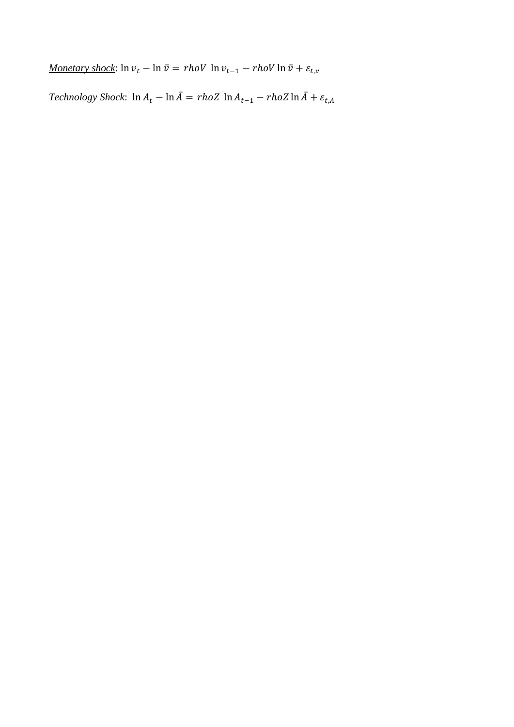*Monetary shock*: $\ln v_t - \ln \bar{v} = rhoV\ \ln v_{t-1} - rhoV \ln \bar{v} + \varepsilon_{t,v}$

*Technology Shock*: $\ln A_t - \ln \bar{A} = rhoZ\ \ln A_{t-1} - rhoZ \ln \bar{A} + \varepsilon_{t,A}$